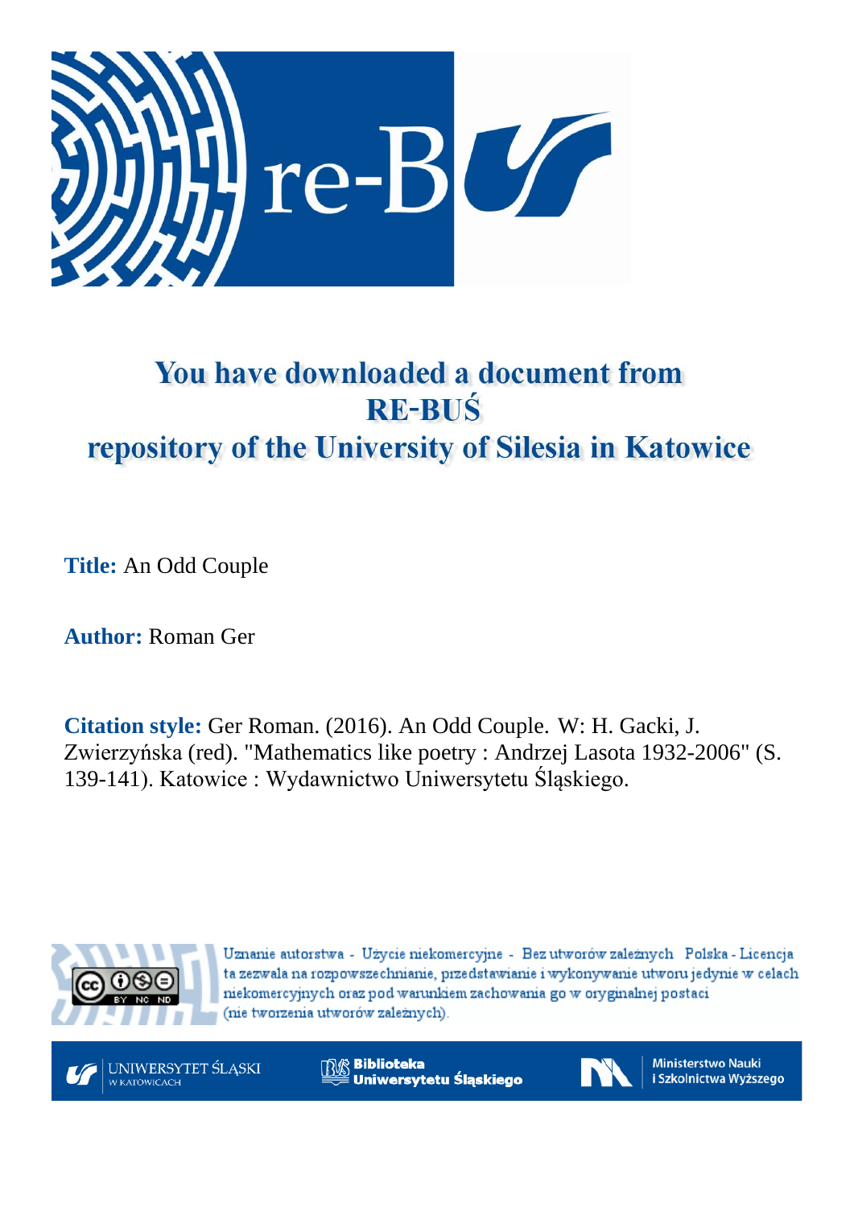# You have downloaded a document from RE-BUŚ repository of the University of Silesia in Katowice

**Title:** An Odd Couple

**Author:** Roman Ger

**Citation style:** Ger Roman. (2016). An Odd Couple. W: H. Gacki, J. Zwierzyńska (red). "Mathematics like poetry : Andrzej Lasota 1932-2006" (S. 139-141). Katowice : Wydawnictwo Uniwersytetu Śląskiego.

Uznanie autorstwa - Użycie niekomercyjne - Bez utworów zależnych Polska - Licencja ta zezwala na rozpowszechnianie, przedstawianie i wykonywanie utworu jedynie w celach niekomercyjnych oraz pod warunkiem zachowania go w oryginalnej postaci (nie tworzenia utworów zależnych).

UNIWERSYTET ŚLĄSKI W KATOWICACH

Biblioteka Uniwersytetu Śląskiego

Ministerstwo Nauki i Szkolnictwa Wyższego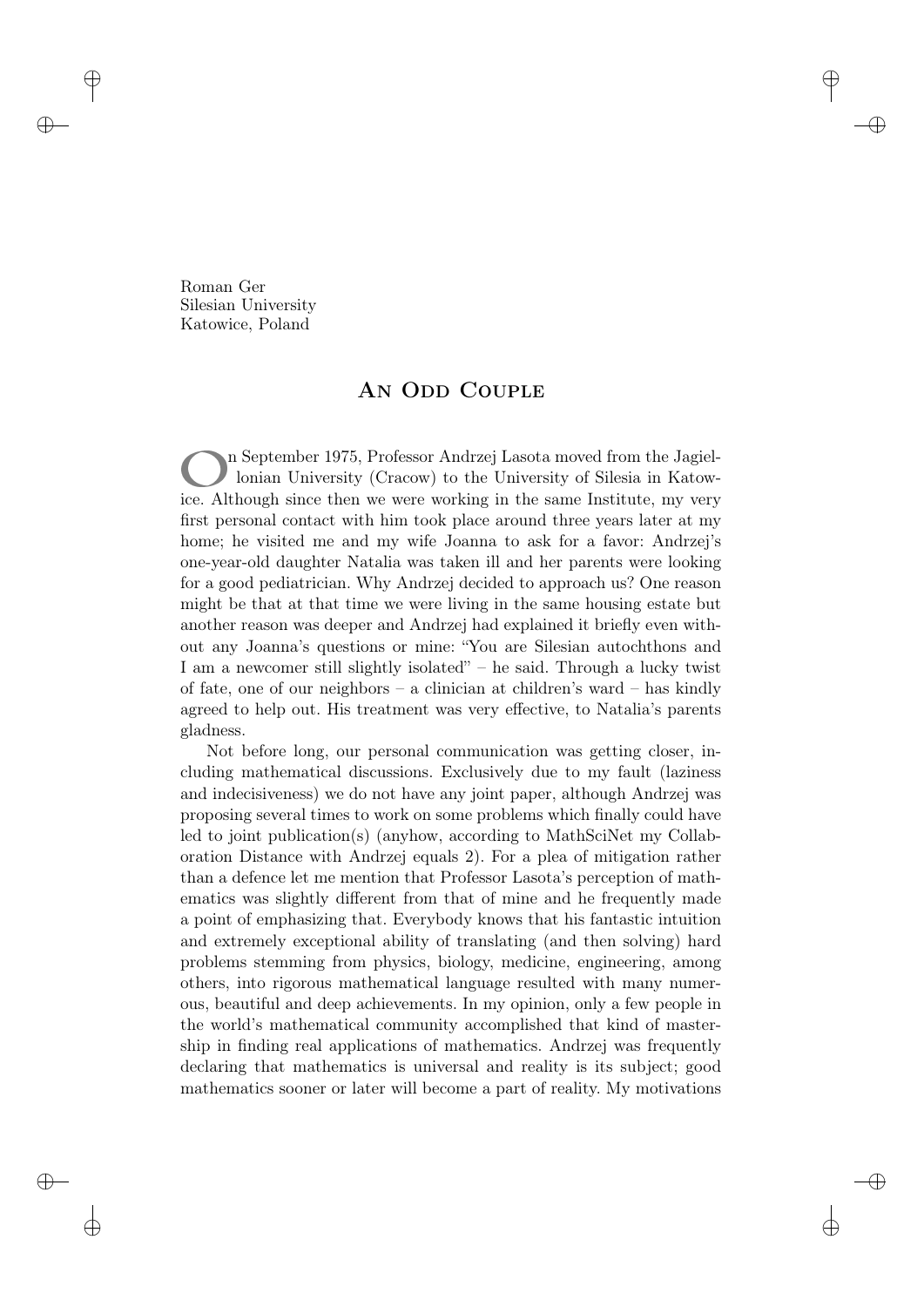Roman Ger
Silesian University
Katowice, Poland

# An Odd Couple

On September 1975, Professor Andrzej Lasota moved from the Jagiellonian University (Cracow) to the University of Silesia in Katowice. Although since then we were working in the same Institute, my very first personal contact with him took place around three years later at my home; he visited me and my wife Joanna to ask for a favor: Andrzej's one-year-old daughter Natalia was taken ill and her parents were looking for a good pediatrician. Why Andrzej decided to approach us? One reason might be that at that time we were living in the same housing estate but another reason was deeper and Andrzej had explained it briefly even without any Joanna's questions or mine: "You are Silesian autochthons and I am a newcomer still slightly isolated" – he said. Through a lucky twist of fate, one of our neighbors – a clinician at children's ward – has kindly agreed to help out. His treatment was very effective, to Natalia's parents gladness.

Not before long, our personal communication was getting closer, including mathematical discussions. Exclusively due to my fault (laziness and indecisiveness) we do not have any joint paper, although Andrzej was proposing several times to work on some problems which finally could have led to joint publication(s) (anyhow, according to MathSciNet my Collaboration Distance with Andrzej equals 2). For a plea of mitigation rather than a defence let me mention that Professor Lasota's perception of mathematics was slightly different from that of mine and he frequently made a point of emphasizing that. Everybody knows that his fantastic intuition and extremely exceptional ability of translating (and then solving) hard problems stemming from physics, biology, medicine, engineering, among others, into rigorous mathematical language resulted with many numerous, beautiful and deep achievements. In my opinion, only a few people in the world's mathematical community accomplished that kind of mastership in finding real applications of mathematics. Andrzej was frequently declaring that mathematics is universal and reality is its subject; good mathematics sooner or later will become a part of reality. My motivations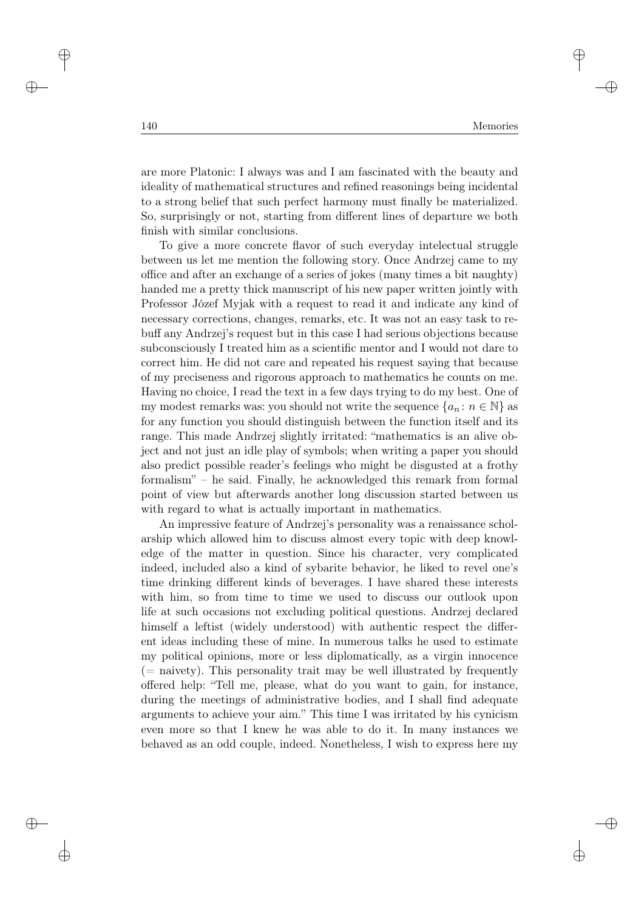are more Platonic: I always was and I am fascinated with the beauty and ideality of mathematical structures and refined reasonings being incidental to a strong belief that such perfect harmony must finally be materialized. So, surprisingly or not, starting from different lines of departure we both finish with similar conclusions.

To give a more concrete flavor of such everyday intelectual struggle between us let me mention the following story. Once Andrzej came to my office and after an exchange of a series of jokes (many times a bit naughty) handed me a pretty thick manuscript of his new paper written jointly with Professor Józef Myjak with a request to read it and indicate any kind of necessary corrections, changes, remarks, etc. It was not an easy task to rebuff any Andrzej's request but in this case I had serious objections because subconsciously I treated him as a scientific mentor and I would not dare to correct him. He did not care and repeated his request saying that because of my preciseness and rigorous approach to mathematics he counts on me. Having no choice, I read the text in a few days trying to do my best. One of my modest remarks was: you should not write the sequence $\{a_n \colon n \in \mathbb{N}\}$ as for any function you should distinguish between the function itself and its range. This made Andrzej slightly irritated: "mathematics is an alive object and not just an idle play of symbols; when writing a paper you should also predict possible reader's feelings who might be disgusted at a frothy formalism" – he said. Finally, he acknowledged this remark from formal point of view but afterwards another long discussion started between us with regard to what is actually important in mathematics.

An impressive feature of Andrzej's personality was a renaissance scholarship which allowed him to discuss almost every topic with deep knowledge of the matter in question. Since his character, very complicated indeed, included also a kind of sybarite behavior, he liked to revel one's time drinking different kinds of beverages. I have shared these interests with him, so from time to time we used to discuss our outlook upon life at such occasions not excluding political questions. Andrzej declared himself a leftist (widely understood) with authentic respect the different ideas including these of mine. In numerous talks he used to estimate my political opinions, more or less diplomatically, as a virgin innocence (= naivety). This personality trait may be well illustrated by frequently offered help: "Tell me, please, what do you want to gain, for instance, during the meetings of administrative bodies, and I shall find adequate arguments to achieve your aim." This time I was irritated by his cynicism even more so that I knew he was able to do it. In many instances we behaved as an odd couple, indeed. Nonetheless, I wish to express here my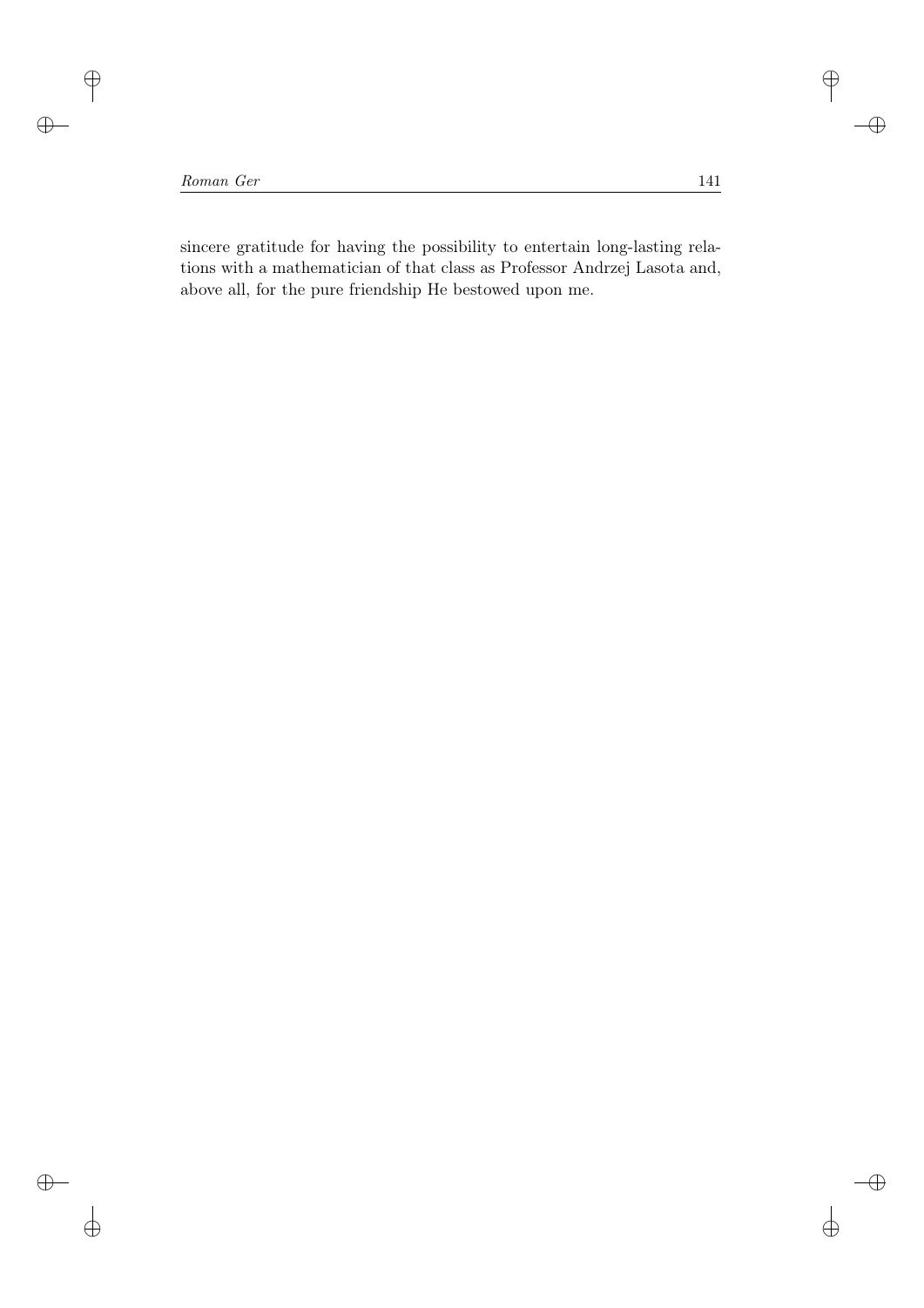sincere gratitude for having the possibility to entertain long-lasting relations with a mathematician of that class as Professor Andrzej Lasota and, above all, for the pure friendship He bestowed upon me.